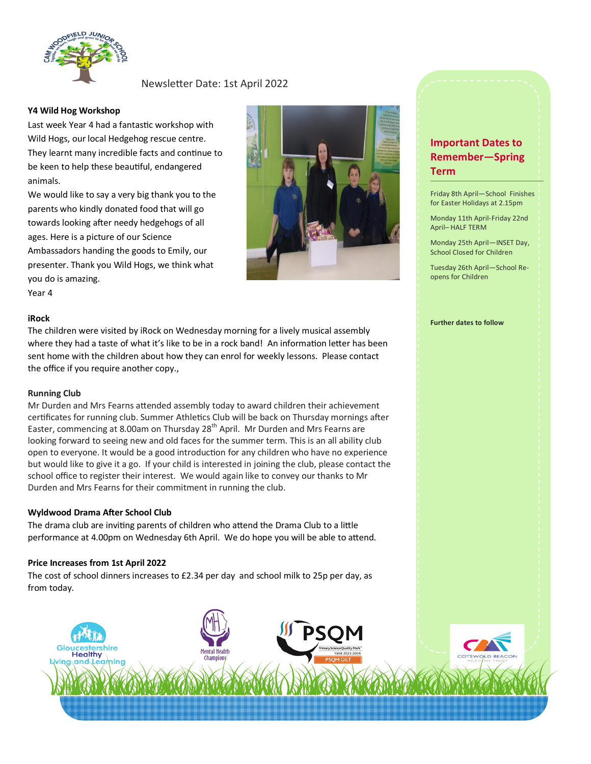Newsletter Date: 1st April 2022

**Y4 Wild Hog Workshop**

Last week Year 4 had a fantastic workshop with Wild Hogs, our local Hedgehog rescue centre. They learnt many incredible facts and continue to be keen to help these beautiful, endangered animals.

We would like to say a very big thank you to the parents who kindly donated food that will go towards looking after needy hedgehogs of all ages. Here is a picture of our Science Ambassadors handing the goods to Emily, our presenter. Thank you Wild Hogs, we think what you do is amazing.

Year 4

**iRock**

The children were visited by iRock on Wednesday morning for a lively musical assembly where they had a taste of what it's like to be in a rock band! An information letter has been sent home with the children about how they can enrol for weekly lessons. Please contact the office if you require another copy.,

**Running Club**

Mr Durden and Mrs Fearns attended assembly today to award children their achievement certificates for running club. Summer Athletics Club will be back on Thursday mornings after Easter, commencing at 8.00am on Thursday 28th April. Mr Durden and Mrs Fearns are looking forward to seeing new and old faces for the summer term. This is an all ability club open to everyone. It would be a good introduction for any children who have no experience but would like to give it a go. If your child is interested in joining the club, please contact the school office to register their interest. We would again like to convey our thanks to Mr Durden and Mrs Fearns for their commitment in running the club.

**Wyldwood Drama After School Club**

The drama club are inviting parents of children who attend the Drama Club to a little performance at 4.00pm on Wednesday 6th April. We do hope you will be able to attend.

**Price Increases from 1st April 2022**

The cost of school dinners increases to £2.34 per day and school milk to 25p per day, as from today.

## Important Dates to Remember—Spring Term

Friday 8th April—School Finishes for Easter Holidays at 2.15pm

Monday 11th April-Friday 22nd April– HALF TERM

Monday 25th April—INSET Day, School Closed for Children

Tuesday 26th April—School Re-opens for Children

**Further dates to follow**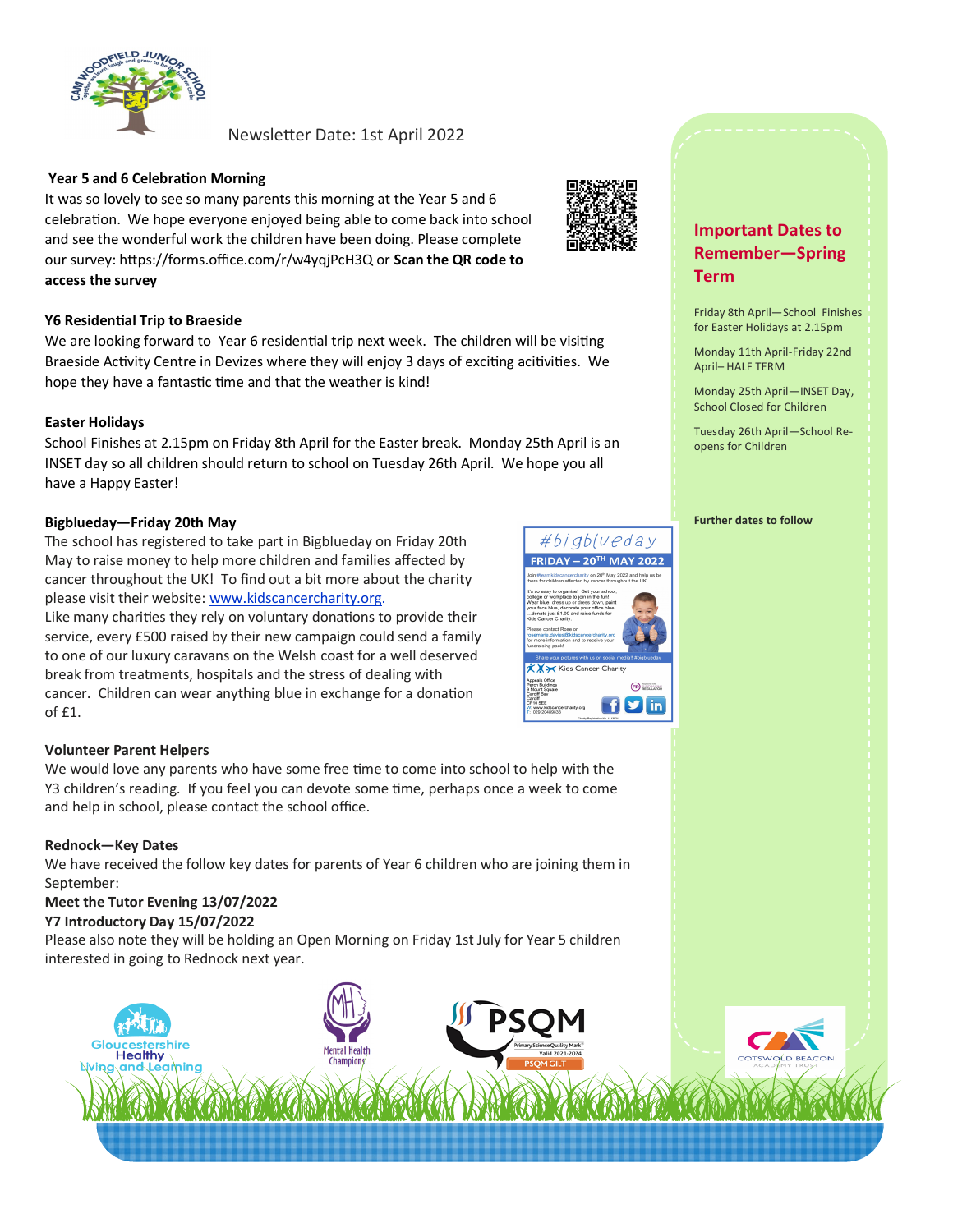CAM WOODFIELD JUNIOR SCHOOL

Newsletter Date: 1st April 2022

### Year 5 and 6 Celebration Morning

It was so lovely to see so many parents this morning at the Year 5 and 6 celebration. We hope everyone enjoyed being able to come back into school and see the wonderful work the children have been doing. Please complete our survey: https://forms.office.com/r/w4yqjPcH3Q or **Scan the QR code to access the survey**

### Y6 Residential Trip to Braeside

We are looking forward to Year 6 residential trip next week. The children will be visiting Braeside Activity Centre in Devizes where they will enjoy 3 days of exciting acitivities. We hope they have a fantastic time and that the weather is kind!

### Easter Holidays

School Finishes at 2.15pm on Friday 8th April for the Easter break. Monday 25th April is an INSET day so all children should return to school on Tuesday 26th April. We hope you all have a Happy Easter!

### Bigblueday—Friday 20th May

The school has registered to take part in Bigblueday on Friday 20th May to raise money to help more children and families affected by cancer throughout the UK! To find out a bit more about the charity please visit their website: www.kidscancercharity.org.

Like many charities they rely on voluntary donations to provide their service, every £500 raised by their new campaign could send a family to one of our luxury caravans on the Welsh coast for a well deserved break from treatments, hospitals and the stress of dealing with cancer. Children can wear anything blue in exchange for a donation of £1.

### Volunteer Parent Helpers

We would love any parents who have some free time to come into school to help with the Y3 children's reading. If you feel you can devote some time, perhaps once a week to come and help in school, please contact the school office.

### Rednock—Key Dates

We have received the follow key dates for parents of Year 6 children who are joining them in September:

**Meet the Tutor Evening 13/07/2022**

**Y7 Introductory Day 15/07/2022**

Please also note they will be holding an Open Morning on Friday 1st July for Year 5 children interested in going to Rednock next year.

## Important Dates to Remember—Spring Term

Friday 8th April—School Finishes for Easter Holidays at 2.15pm

Monday 11th April-Friday 22nd April– HALF TERM

Monday 25th April—INSET Day, School Closed for Children

Tuesday 26th April—School Re-opens for Children

**Further dates to follow**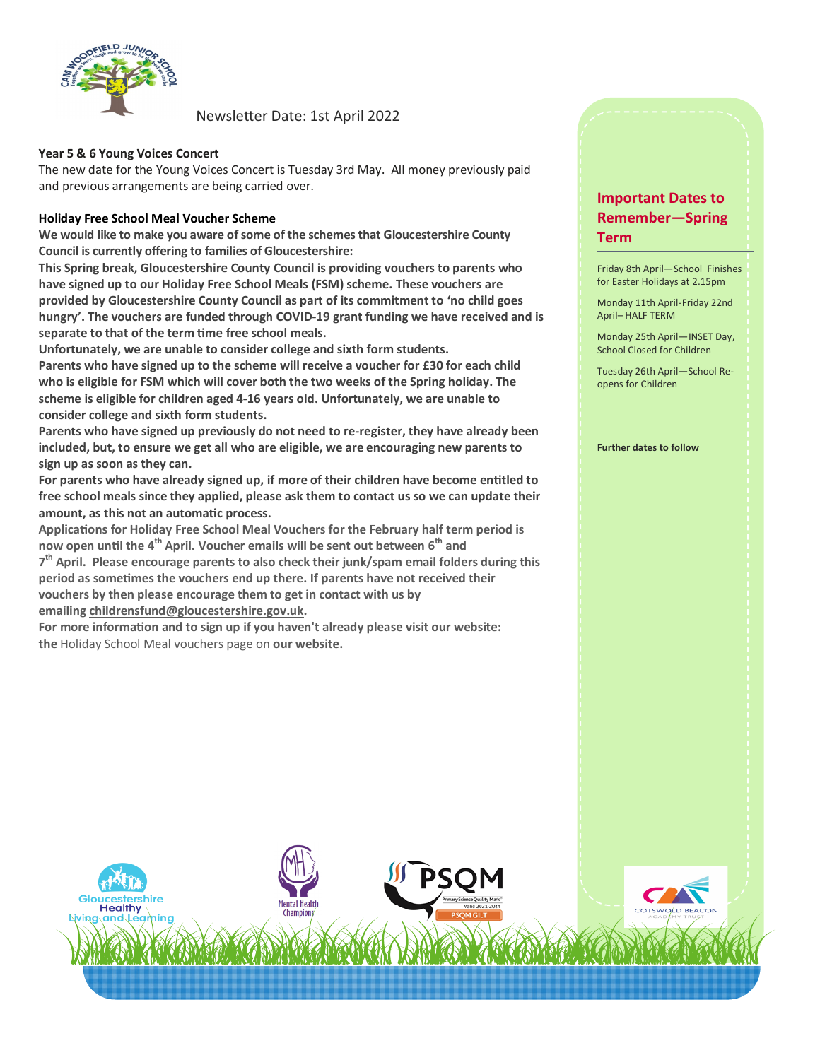Newsletter Date: 1st April 2022

**Year 5 & 6 Young Voices Concert**

The new date for the Young Voices Concert is Tuesday 3rd May. All money previously paid and previous arrangements are being carried over.

**Holiday Free School Meal Voucher Scheme**

**We would like to make you aware of some of the schemes that Gloucestershire County Council is currently offering to families of Gloucestershire:**

**This Spring break, Gloucestershire County Council is providing vouchers to parents who have signed up to our Holiday Free School Meals (FSM) scheme. These vouchers are provided by Gloucestershire County Council as part of its commitment to 'no child goes hungry'. The vouchers are funded through COVID-19 grant funding we have received and is separate to that of the term time free school meals.**

**Unfortunately, we are unable to consider college and sixth form students.**

**Parents who have signed up to the scheme will receive a voucher for £30 for each child who is eligible for FSM which will cover both the two weeks of the Spring holiday. The scheme is eligible for children aged 4-16 years old. Unfortunately, we are unable to consider college and sixth form students.**

**Parents who have signed up previously do not need to re-register, they have already been included, but, to ensure we get all who are eligible, we are encouraging new parents to sign up as soon as they can.**

**For parents who have already signed up, if more of their children have become entitled to free school meals since they applied, please ask them to contact us so we can update their amount, as this not an automatic process.**

**Applications for Holiday Free School Meal Vouchers for the February half term period is now open until the 4th April. Voucher emails will be sent out between 6th and 7th April. Please encourage parents to also check their junk/spam email folders during this period as sometimes the vouchers end up there. If parents have not received their vouchers by then please encourage them to get in contact with us by emailing childrensfund@gloucestershire.gov.uk.**

**For more information and to sign up if you haven't already please visit our website: the** Holiday School Meal vouchers page on **our website.**

## Important Dates to Remember—Spring Term

Friday 8th April—School Finishes for Easter Holidays at 2.15pm

Monday 11th April-Friday 22nd April– HALF TERM

Monday 25th April—INSET Day, School Closed for Children

Tuesday 26th April—School Re-opens for Children

**Further dates to follow**